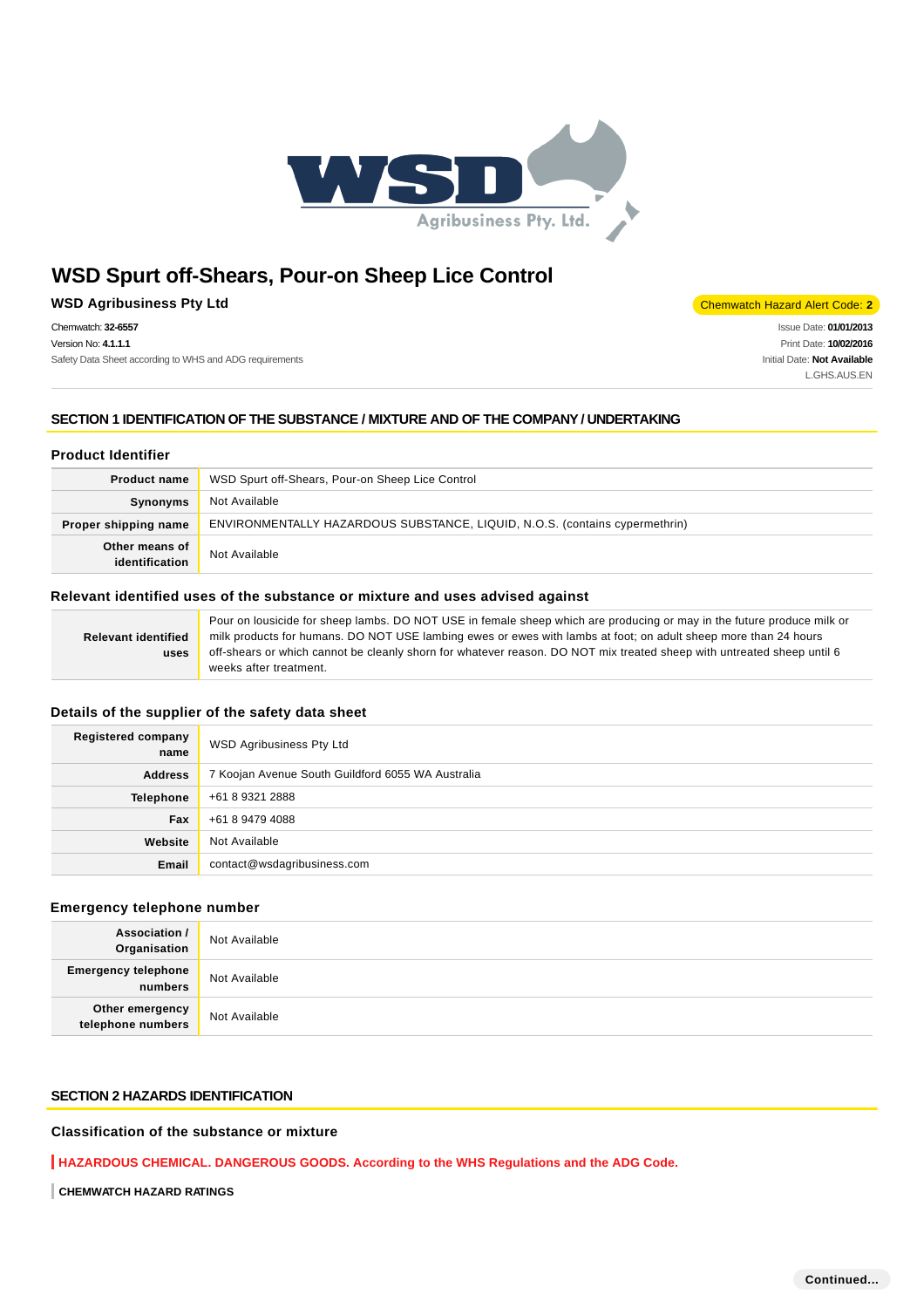# WSD Spurt off-Shears, Pour-on Sheep Lice Control

**WSD Agribusiness Pty Ltd**

Chemwatch Hazard Alert Code: **2**

Chemwatch: **32-6557**
Version No: **4.1.1.1**
Safety Data Sheet according to WHS and ADG requirements

Issue Date: **01/01/2013**
Print Date: **10/02/2016**
Initial Date: **Not Available**
L.GHS.AUS.EN

## SECTION 1 IDENTIFICATION OF THE SUBSTANCE / MIXTURE AND OF THE COMPANY / UNDERTAKING

### Product Identifier

| | |
|---|---|
| **Product name** | WSD Spurt off-Shears, Pour-on Sheep Lice Control |
| **Synonyms** | Not Available |
| **Proper shipping name** | ENVIRONMENTALLY HAZARDOUS SUBSTANCE, LIQUID, N.O.S. (contains cypermethrin) |
| **Other means of identification** | Not Available |

### Relevant identified uses of the substance or mixture and uses advised against

| | |
|---|---|
| **Relevant identified uses** | Pour on lousicide for sheep lambs. DO NOT USE in female sheep which are producing or may in the future produce milk or milk products for humans. DO NOT USE lambing ewes or ewes with lambs at foot; on adult sheep more than 24 hours off-shears or which cannot be cleanly shorn for whatever reason. DO NOT mix treated sheep with untreated sheep until 6 weeks after treatment. |

### Details of the supplier of the safety data sheet

| | |
|---|---|
| **Registered company name** | WSD Agribusiness Pty Ltd |
| **Address** | 7 Koojan Avenue South Guildford 6055 WA Australia |
| **Telephone** | +61 8 9321 2888 |
| **Fax** | +61 8 9479 4088 |
| **Website** | Not Available |
| **Email** | contact@wsdagribusiness.com |

### Emergency telephone number

| | |
|---|---|
| **Association / Organisation** | Not Available |
| **Emergency telephone numbers** | Not Available |
| **Other emergency telephone numbers** | Not Available |

## SECTION 2 HAZARDS IDENTIFICATION

### Classification of the substance or mixture

**HAZARDOUS CHEMICAL. DANGEROUS GOODS. According to the WHS Regulations and the ADG Code.**

**CHEMWATCH HAZARD RATINGS**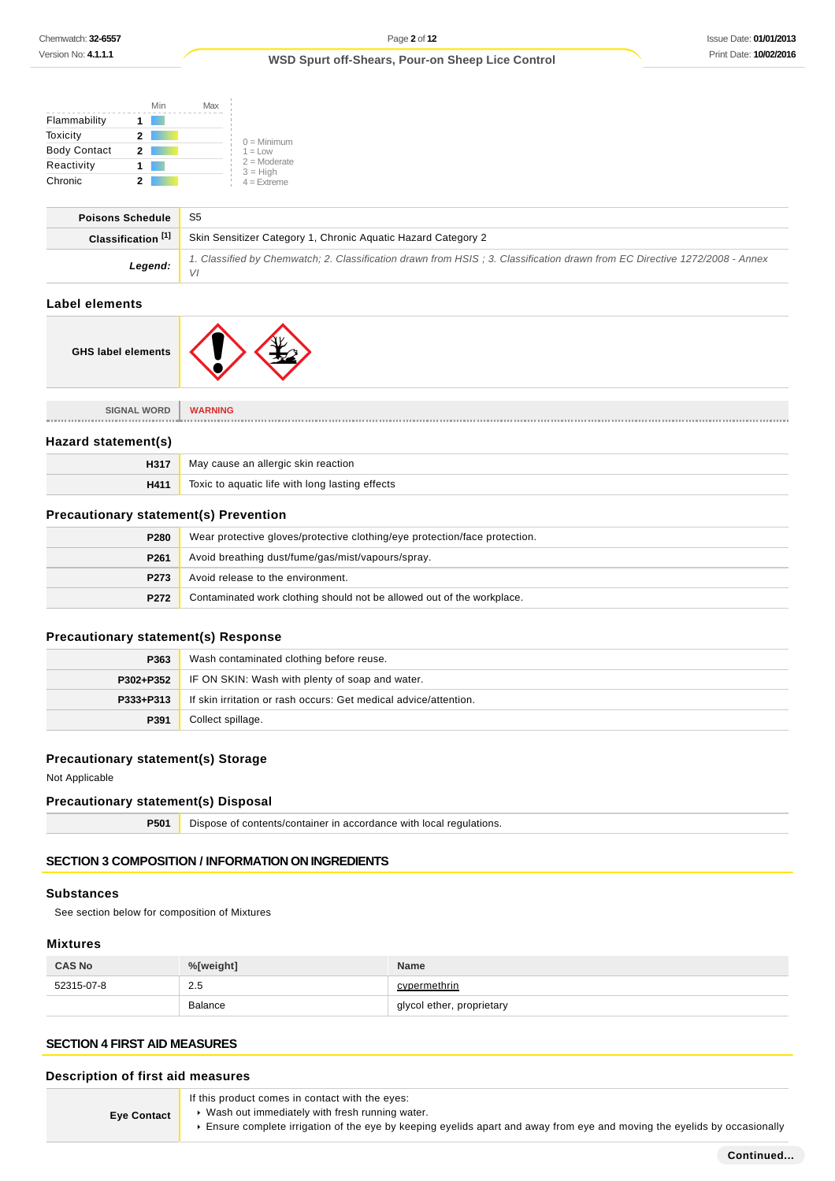| | | Min | Max |
|---|---|---|---|
| Flammability | 1 | | |
| Toxicity | 2 | | |
| Body Contact | 2 | | |
| Reactivity | 1 | | |
| Chronic | 2 | | |

0 = Minimum
1 = Low
2 = Moderate
3 = High
4 = Extreme

| | |
|---|---|
| **Poisons Schedule** | S5 |
| **Classification [1]** | Skin Sensitizer Category 1, Chronic Aquatic Hazard Category 2 |
| ***Legend:*** | *1. Classified by Chemwatch; 2. Classification drawn from HSIS ; 3. Classification drawn from EC Directive 1272/2008 - Annex VI* |

## Label elements

| | |
|---|---|
| **GHS label elements** | |

| | |
|---|---|
| SIGNAL WORD | **WARNING** |

### Hazard statement(s)

| | |
|---|---|
| **H317** | May cause an allergic skin reaction |
| **H411** | Toxic to aquatic life with long lasting effects |

### Precautionary statement(s) Prevention

| | |
|---|---|
| **P280** | Wear protective gloves/protective clothing/eye protection/face protection. |
| **P261** | Avoid breathing dust/fume/gas/mist/vapours/spray. |
| **P273** | Avoid release to the environment. |
| **P272** | Contaminated work clothing should not be allowed out of the workplace. |

### Precautionary statement(s) Response

| | |
|---|---|
| **P363** | Wash contaminated clothing before reuse. |
| **P302+P352** | IF ON SKIN: Wash with plenty of soap and water. |
| **P333+P313** | If skin irritation or rash occurs: Get medical advice/attention. |
| **P391** | Collect spillage. |

### Precautionary statement(s) Storage

Not Applicable

### Precautionary statement(s) Disposal

| | |
|---|---|
| **P501** | Dispose of contents/container in accordance with local regulations. |

## SECTION 3 COMPOSITION / INFORMATION ON INGREDIENTS

### Substances

See section below for composition of Mixtures

### Mixtures

| CAS No | %[weight] | Name |
|---|---|---|
| 52315-07-8 | 2.5 | cypermethrin |
| | Balance | glycol ether, proprietary |

## SECTION 4 FIRST AID MEASURES

### Description of first aid measures

| | |
|---|---|
| **Eye Contact** | If this product comes in contact with the eyes:<br>▸ Wash out immediately with fresh running water.<br>▸ Ensure complete irrigation of the eye by keeping eyelids apart and away from eye and moving the eyelids by occasionally |

**Continued...**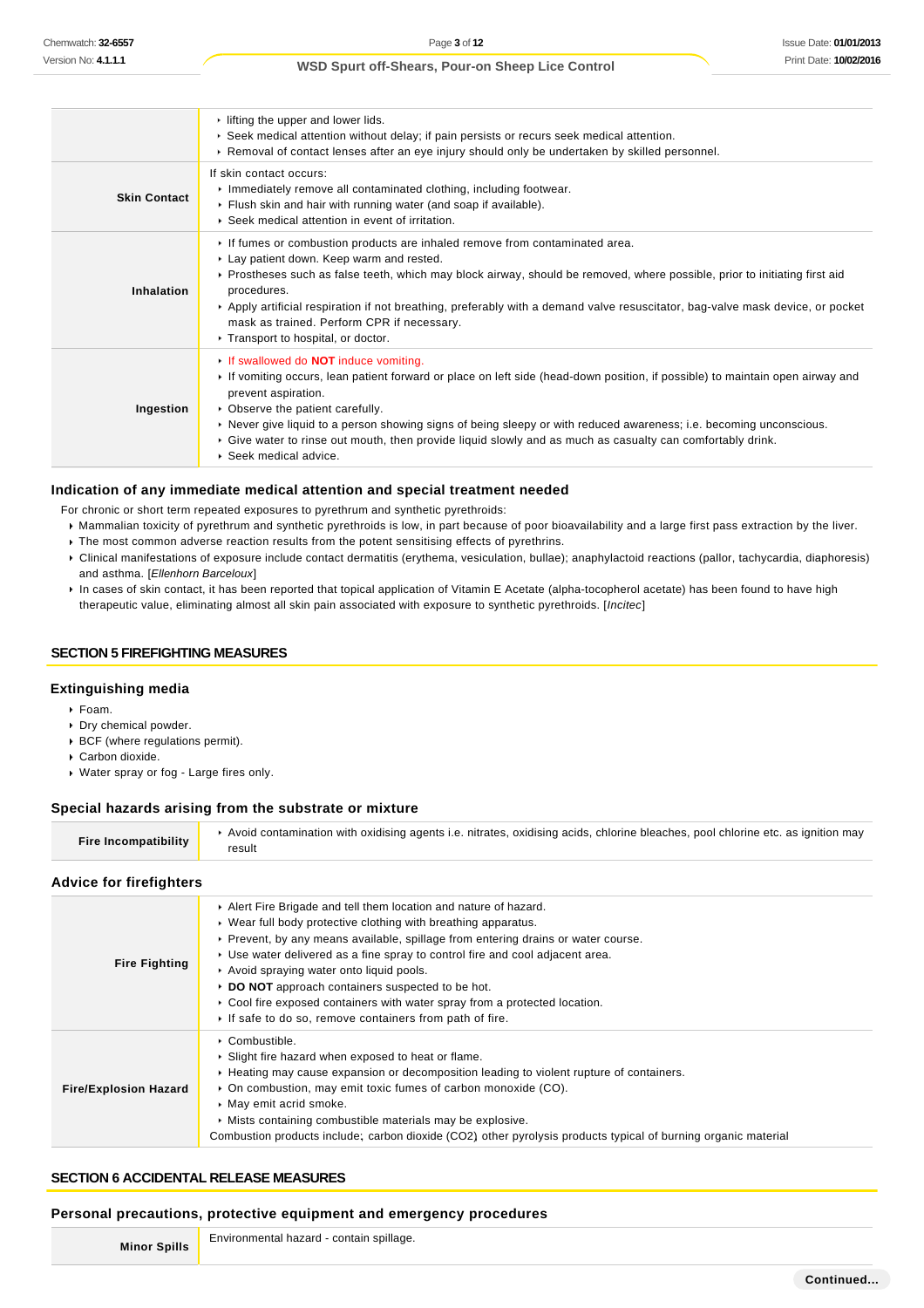| | |
|---|---|
| | ‣ lifting the upper and lower lids.<br>‣ Seek medical attention without delay; if pain persists or recurs seek medical attention.<br>‣ Removal of contact lenses after an eye injury should only be undertaken by skilled personnel. |
| **Skin Contact** | If skin contact occurs:<br>‣ Immediately remove all contaminated clothing, including footwear.<br>‣ Flush skin and hair with running water (and soap if available).<br>‣ Seek medical attention in event of irritation. |
| **Inhalation** | ‣ If fumes or combustion products are inhaled remove from contaminated area.<br>‣ Lay patient down. Keep warm and rested.<br>‣ Prostheses such as false teeth, which may block airway, should be removed, where possible, prior to initiating first aid procedures.<br>‣ Apply artificial respiration if not breathing, preferably with a demand valve resuscitator, bag-valve mask device, or pocket mask as trained. Perform CPR if necessary.<br>‣ Transport to hospital, or doctor. |
| **Ingestion** | ‣ If swallowed do **NOT** induce vomiting.<br>‣ If vomiting occurs, lean patient forward or place on left side (head-down position, if possible) to maintain open airway and prevent aspiration.<br>‣ Observe the patient carefully.<br>‣ Never give liquid to a person showing signs of being sleepy or with reduced awareness; i.e. becoming unconscious.<br>‣ Give water to rinse out mouth, then provide liquid slowly and as much as casualty can comfortably drink.<br>‣ Seek medical advice. |

### Indication of any immediate medical attention and special treatment needed

For chronic or short term repeated exposures to pyrethrum and synthetic pyrethroids:

- Mammalian toxicity of pyrethrum and synthetic pyrethroids is low, in part because of poor bioavailability and a large first pass extraction by the liver.
- The most common adverse reaction results from the potent sensitising effects of pyrethrins.
- Clinical manifestations of exposure include contact dermatitis (erythema, vesiculation, bullae); anaphylactoid reactions (pallor, tachycardia, diaphoresis) and asthma. [*Ellenhorn Barceloux*]
- In cases of skin contact, it has been reported that topical application of Vitamin E Acetate (alpha-tocopherol acetate) has been found to have high therapeutic value, eliminating almost all skin pain associated with exposure to synthetic pyrethroids. [*Incitec*]

## SECTION 5 FIREFIGHTING MEASURES

### Extinguishing media

- Foam.
- Dry chemical powder.
- BCF (where regulations permit).
- Carbon dioxide.
- Water spray or fog - Large fires only.

### Special hazards arising from the substrate or mixture

| | |
|---|---|
| **Fire Incompatibility** | ‣ Avoid contamination with oxidising agents i.e. nitrates, oxidising acids, chlorine bleaches, pool chlorine etc. as ignition may result |

### Advice for firefighters

| | |
|---|---|
| **Fire Fighting** | ‣ Alert Fire Brigade and tell them location and nature of hazard.<br>‣ Wear full body protective clothing with breathing apparatus.<br>‣ Prevent, by any means available, spillage from entering drains or water course.<br>‣ Use water delivered as a fine spray to control fire and cool adjacent area.<br>‣ Avoid spraying water onto liquid pools.<br>‣ **DO NOT** approach containers suspected to be hot.<br>‣ Cool fire exposed containers with water spray from a protected location.<br>‣ If safe to do so, remove containers from path of fire. |
| **Fire/Explosion Hazard** | ‣ Combustible.<br>‣ Slight fire hazard when exposed to heat or flame.<br>‣ Heating may cause expansion or decomposition leading to violent rupture of containers.<br>‣ On combustion, may emit toxic fumes of carbon monoxide (CO).<br>‣ May emit acrid smoke.<br>‣ Mists containing combustible materials may be explosive.<br>Combustion products include; carbon dioxide ($CO_2$) other pyrolysis products typical of burning organic material |

## SECTION 6 ACCIDENTAL RELEASE MEASURES

### Personal precautions, protective equipment and emergency procedures

| | |
|---|---|
| **Minor Spills** | Environmental hazard - contain spillage. |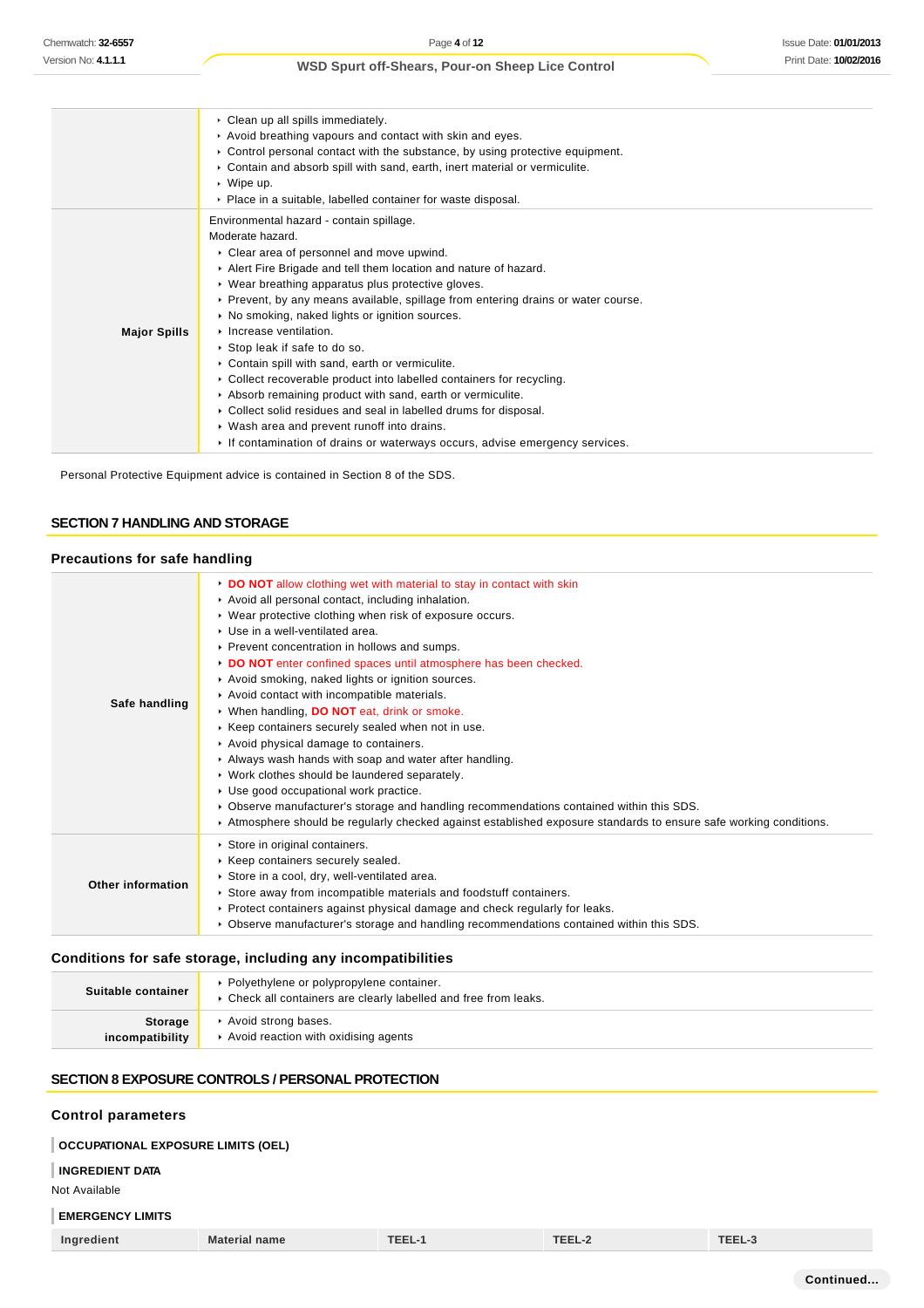| | |
|---|---|
| | ▸ Clean up all spills immediately.<br>▸ Avoid breathing vapours and contact with skin and eyes.<br>▸ Control personal contact with the substance, by using protective equipment.<br>▸ Contain and absorb spill with sand, earth, inert material or vermiculite.<br>▸ Wipe up.<br>▸ Place in a suitable, labelled container for waste disposal. |
| **Major Spills** | Environmental hazard - contain spillage.<br>Moderate hazard.<br>▸ Clear area of personnel and move upwind.<br>▸ Alert Fire Brigade and tell them location and nature of hazard.<br>▸ Wear breathing apparatus plus protective gloves.<br>▸ Prevent, by any means available, spillage from entering drains or water course.<br>▸ No smoking, naked lights or ignition sources.<br>▸ Increase ventilation.<br>▸ Stop leak if safe to do so.<br>▸ Contain spill with sand, earth or vermiculite.<br>▸ Collect recoverable product into labelled containers for recycling.<br>▸ Absorb remaining product with sand, earth or vermiculite.<br>▸ Collect solid residues and seal in labelled drums for disposal.<br>▸ Wash area and prevent runoff into drains.<br>▸ If contamination of drains or waterways occurs, advise emergency services. |

Personal Protective Equipment advice is contained in Section 8 of the SDS.

## SECTION 7 HANDLING AND STORAGE

### Precautions for safe handling

| | |
|---|---|
| **Safe handling** | ▸ **DO NOT** allow clothing wet with material to stay in contact with skin<br>▸ Avoid all personal contact, including inhalation.<br>▸ Wear protective clothing when risk of exposure occurs.<br>▸ Use in a well-ventilated area.<br>▸ Prevent concentration in hollows and sumps.<br>▸ **DO NOT** enter confined spaces until atmosphere has been checked.<br>▸ Avoid smoking, naked lights or ignition sources.<br>▸ Avoid contact with incompatible materials.<br>▸ When handling, **DO NOT** eat, drink or smoke.<br>▸ Keep containers securely sealed when not in use.<br>▸ Avoid physical damage to containers.<br>▸ Always wash hands with soap and water after handling.<br>▸ Work clothes should be laundered separately.<br>▸ Use good occupational work practice.<br>▸ Observe manufacturer's storage and handling recommendations contained within this SDS.<br>▸ Atmosphere should be regularly checked against established exposure standards to ensure safe working conditions. |
| **Other information** | ▸ Store in original containers.<br>▸ Keep containers securely sealed.<br>▸ Store in a cool, dry, well-ventilated area.<br>▸ Store away from incompatible materials and foodstuff containers.<br>▸ Protect containers against physical damage and check regularly for leaks.<br>▸ Observe manufacturer's storage and handling recommendations contained within this SDS. |

### Conditions for safe storage, including any incompatibilities

| | |
|---|---|
| **Suitable container** | ▸ Polyethylene or polypropylene container.<br>▸ Check all containers are clearly labelled and free from leaks. |
| **Storage incompatibility** | ▸ Avoid strong bases.<br>▸ Avoid reaction with oxidising agents |

## SECTION 8 EXPOSURE CONTROLS / PERSONAL PROTECTION

### Control parameters

**OCCUPATIONAL EXPOSURE LIMITS (OEL)**

**INGREDIENT DATA**

Not Available

**EMERGENCY LIMITS**

| Ingredient | Material name | TEEL-1 | TEEL-2 | TEEL-3 |
|---|---|---|---|---|

Continued...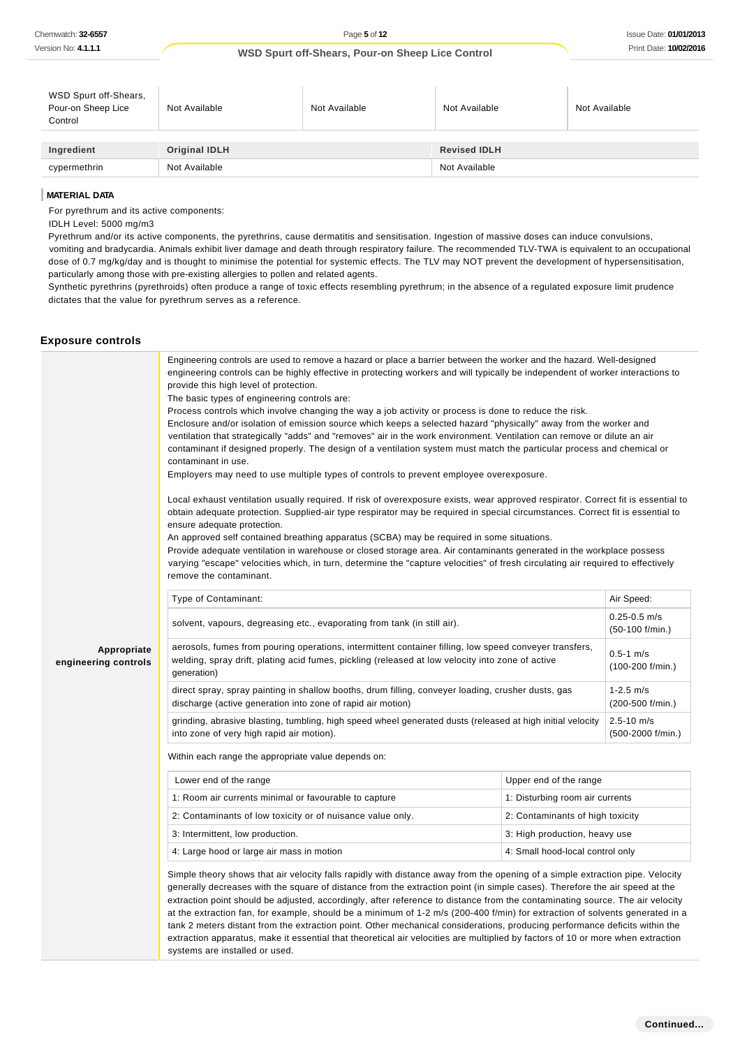| WSD Spurt off-Shears, Pour-on Sheep Lice Control | Not Available | Not Available | Not Available | Not Available |
|---|---|---|---|---|

| Ingredient | Original IDLH | Revised IDLH |
|---|---|---|
| cypermethrin | Not Available | Not Available |

**MATERIAL DATA**

For pyrethrum and its active components:

IDLH Level: 5000 mg/m3

Pyrethrum and/or its active components, the pyrethrins, cause dermatitis and sensitisation. Ingestion of massive doses can induce convulsions, vomiting and bradycardia. Animals exhibit liver damage and death through respiratory failure. The recommended TLV-TWA is equivalent to an occupational dose of 0.7 mg/kg/day and is thought to minimise the potential for systemic effects. The TLV may NOT prevent the development of hypersensitisation, particularly among those with pre-existing allergies to pollen and related agents.

Synthetic pyrethrins (pyrethroids) often produce a range of toxic effects resembling pyrethrum; in the absence of a regulated exposure limit prudence dictates that the value for pyrethrum serves as a reference.

## Exposure controls

**Appropriate engineering controls**

Engineering controls are used to remove a hazard or place a barrier between the worker and the hazard. Well-designed engineering controls can be highly effective in protecting workers and will typically be independent of worker interactions to provide this high level of protection.

The basic types of engineering controls are:

Process controls which involve changing the way a job activity or process is done to reduce the risk.

Enclosure and/or isolation of emission source which keeps a selected hazard "physically" away from the worker and ventilation that strategically "adds" and "removes" air in the work environment. Ventilation can remove or dilute an air contaminant if designed properly. The design of a ventilation system must match the particular process and chemical or contaminant in use.

Employers may need to use multiple types of controls to prevent employee overexposure.

Local exhaust ventilation usually required. If risk of overexposure exists, wear approved respirator. Correct fit is essential to obtain adequate protection. Supplied-air type respirator may be required in special circumstances. Correct fit is essential to ensure adequate protection.

An approved self contained breathing apparatus (SCBA) may be required in some situations.

Provide adequate ventilation in warehouse or closed storage area. Air contaminants generated in the workplace possess varying "escape" velocities which, in turn, determine the "capture velocities" of fresh circulating air required to effectively remove the contaminant.

| Type of Contaminant: | Air Speed: |
|---|---|
| solvent, vapours, degreasing etc., evaporating from tank (in still air). | 0.25-0.5 m/s (50-100 f/min.) |
| aerosols, fumes from pouring operations, intermittent container filling, low speed conveyer transfers, welding, spray drift, plating acid fumes, pickling (released at low velocity into zone of active generation) | 0.5-1 m/s (100-200 f/min.) |
| direct spray, spray painting in shallow booths, drum filling, conveyer loading, crusher dusts, gas discharge (active generation into zone of rapid air motion) | 1-2.5 m/s (200-500 f/min.) |
| grinding, abrasive blasting, tumbling, high speed wheel generated dusts (released at high initial velocity into zone of very high rapid air motion). | 2.5-10 m/s (500-2000 f/min.) |

Within each range the appropriate value depends on:

| Lower end of the range | Upper end of the range |
|---|---|
| 1: Room air currents minimal or favourable to capture | 1: Disturbing room air currents |
| 2: Contaminants of low toxicity or of nuisance value only. | 2: Contaminants of high toxicity |
| 3: Intermittent, low production. | 3: High production, heavy use |
| 4: Large hood or large air mass in motion | 4: Small hood-local control only |

Simple theory shows that air velocity falls rapidly with distance away from the opening of a simple extraction pipe. Velocity generally decreases with the square of distance from the extraction point (in simple cases). Therefore the air speed at the extraction point should be adjusted, accordingly, after reference to distance from the contaminating source. The air velocity at the extraction fan, for example, should be a minimum of 1-2 m/s (200-400 f/min) for extraction of solvents generated in a tank 2 meters distant from the extraction point. Other mechanical considerations, producing performance deficits within the extraction apparatus, make it essential that theoretical air velocities are multiplied by factors of 10 or more when extraction systems are installed or used.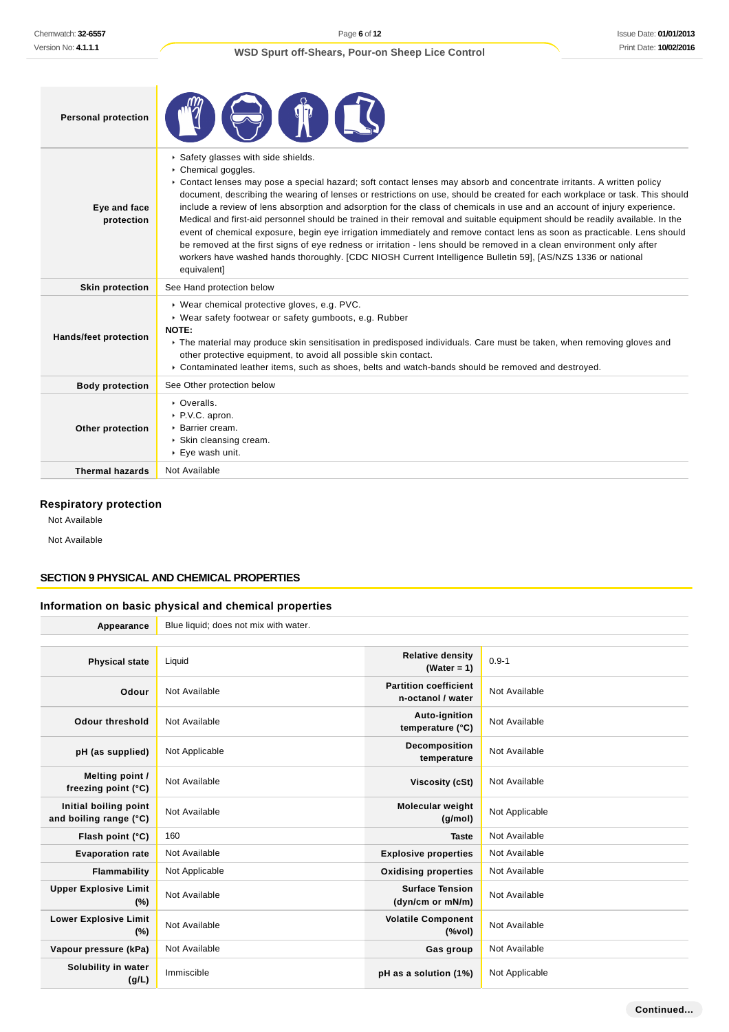| | |
|---|---|
| **Personal protection** | |
| **Eye and face protection** | ‣ Safety glasses with side shields.<br>‣ Chemical goggles.<br>‣ Contact lenses may pose a special hazard; soft contact lenses may absorb and concentrate irritants. A written policy document, describing the wearing of lenses or restrictions on use, should be created for each workplace or task. This should include a review of lens absorption and adsorption for the class of chemicals in use and an account of injury experience. Medical and first-aid personnel should be trained in their removal and suitable equipment should be readily available. In the event of chemical exposure, begin eye irrigation immediately and remove contact lens as soon as practicable. Lens should be removed at the first signs of eye redness or irritation - lens should be removed in a clean environment only after workers have washed hands thoroughly. [CDC NIOSH Current Intelligence Bulletin 59], [AS/NZS 1336 or national equivalent] |
| **Skin protection** | See Hand protection below |
| **Hands/feet protection** | ‣ Wear chemical protective gloves, e.g. PVC.<br>‣ Wear safety footwear or safety gumboots, e.g. Rubber<br>**NOTE:**<br>‣ The material may produce skin sensitisation in predisposed individuals. Care must be taken, when removing gloves and other protective equipment, to avoid all possible skin contact.<br>‣ Contaminated leather items, such as shoes, belts and watch-bands should be removed and destroyed. |
| **Body protection** | See Other protection below |
| **Other protection** | ‣ Overalls.<br>‣ P.V.C. apron.<br>‣ Barrier cream.<br>‣ Skin cleansing cream.<br>‣ Eye wash unit. |
| **Thermal hazards** | Not Available |

### Respiratory protection

Not Available

Not Available

## SECTION 9 PHYSICAL AND CHEMICAL PROPERTIES

### Information on basic physical and chemical properties

| | |
|---|---|
| **Appearance** | Blue liquid; does not mix with water. |

| | | | |
|---|---|---|---|
| **Physical state** | Liquid | **Relative density (Water = 1)** | 0.9-1 |
| **Odour** | Not Available | **Partition coefficient n-octanol / water** | Not Available |
| **Odour threshold** | Not Available | **Auto-ignition temperature (°C)** | Not Available |
| **pH (as supplied)** | Not Applicable | **Decomposition temperature** | Not Available |
| **Melting point / freezing point (°C)** | Not Available | **Viscosity (cSt)** | Not Available |
| **Initial boiling point and boiling range (°C)** | Not Available | **Molecular weight (g/mol)** | Not Applicable |
| **Flash point (°C)** | 160 | **Taste** | Not Available |
| **Evaporation rate** | Not Available | **Explosive properties** | Not Available |
| **Flammability** | Not Applicable | **Oxidising properties** | Not Available |
| **Upper Explosive Limit (%)** | Not Available | **Surface Tension (dyn/cm or mN/m)** | Not Available |
| **Lower Explosive Limit (%)** | Not Available | **Volatile Component (%vol)** | Not Available |
| **Vapour pressure (kPa)** | Not Available | **Gas group** | Not Available |
| **Solubility in water (g/L)** | Immiscible | **pH as a solution (1%)** | Not Applicable |

Continued...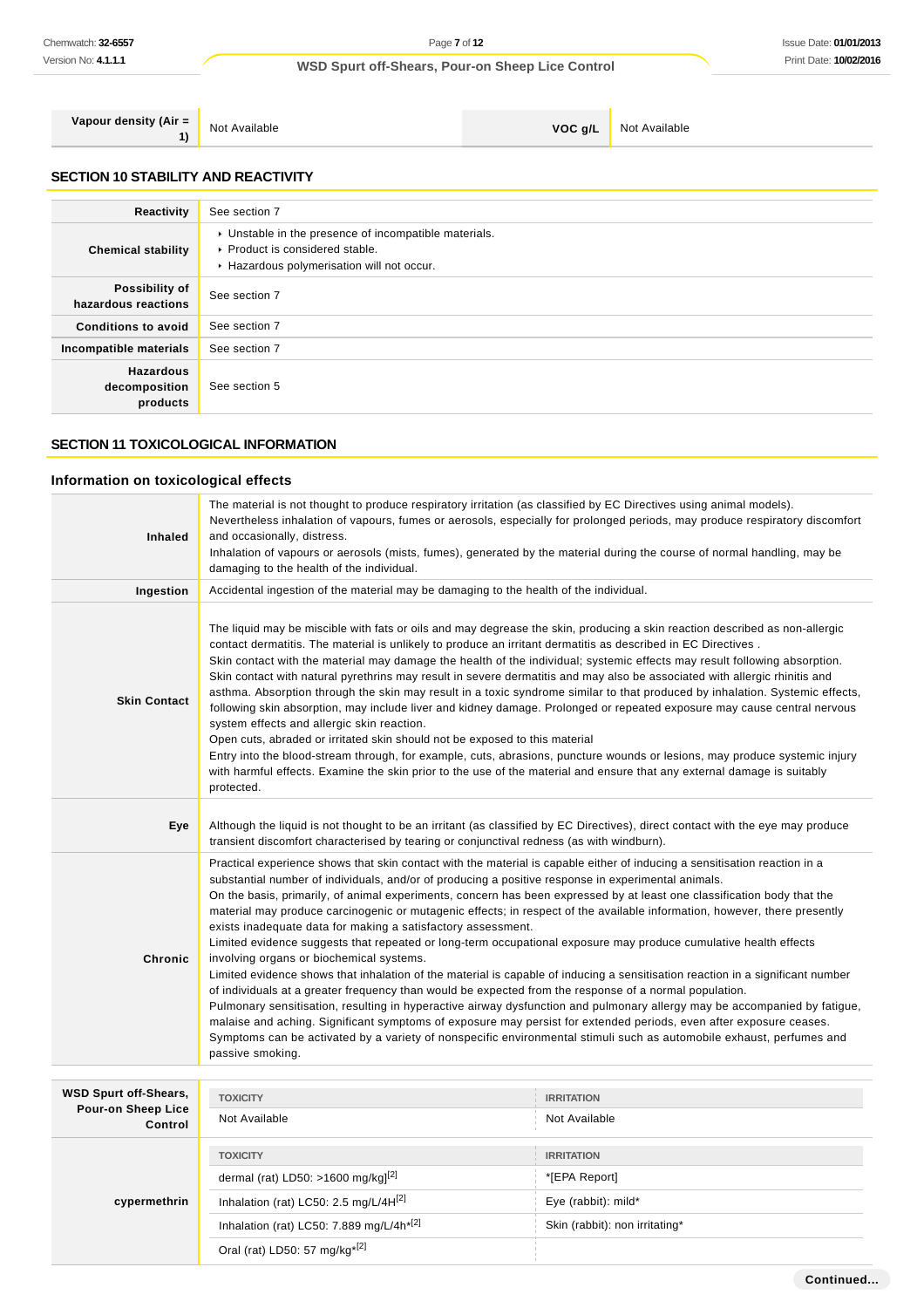| Vapour density (Air = 1) | Not Available | VOC g/L | Not Available |
|---|---|---|---|

## SECTION 10 STABILITY AND REACTIVITY

| | |
|---|---|
| Reactivity | See section 7 |
| Chemical stability | ‣ Unstable in the presence of incompatible materials.<br>‣ Product is considered stable.<br>‣ Hazardous polymerisation will not occur. |
| Possibility of hazardous reactions | See section 7 |
| Conditions to avoid | See section 7 |
| Incompatible materials | See section 7 |
| Hazardous decomposition products | See section 5 |

## SECTION 11 TOXICOLOGICAL INFORMATION

### Information on toxicological effects

| | |
|---|---|
| Inhaled | The material is not thought to produce respiratory irritation (as classified by EC Directives using animal models). Nevertheless inhalation of vapours, fumes or aerosols, especially for prolonged periods, may produce respiratory discomfort and occasionally, distress.<br>Inhalation of vapours or aerosols (mists, fumes), generated by the material during the course of normal handling, may be damaging to the health of the individual. |
| Ingestion | Accidental ingestion of the material may be damaging to the health of the individual. |
| Skin Contact | The liquid may be miscible with fats or oils and may degrease the skin, producing a skin reaction described as non-allergic contact dermatitis. The material is unlikely to produce an irritant dermatitis as described in EC Directives .<br>Skin contact with the material may damage the health of the individual; systemic effects may result following absorption.<br>Skin contact with natural pyrethrins may result in severe dermatitis and may also be associated with allergic rhinitis and asthma. Absorption through the skin may result in a toxic syndrome similar to that produced by inhalation. Systemic effects, following skin absorption, may include liver and kidney damage. Prolonged or repeated exposure may cause central nervous system effects and allergic skin reaction.<br>Open cuts, abraded or irritated skin should not be exposed to this material<br>Entry into the blood-stream through, for example, cuts, abrasions, puncture wounds or lesions, may produce systemic injury with harmful effects. Examine the skin prior to the use of the material and ensure that any external damage is suitably protected. |
| Eye | Although the liquid is not thought to be an irritant (as classified by EC Directives), direct contact with the eye may produce transient discomfort characterised by tearing or conjunctival redness (as with windburn). |
| Chronic | Practical experience shows that skin contact with the material is capable either of inducing a sensitisation reaction in a substantial number of individuals, and/or of producing a positive response in experimental animals.<br>On the basis, primarily, of animal experiments, concern has been expressed by at least one classification body that the material may produce carcinogenic or mutagenic effects; in respect of the available information, however, there presently exists inadequate data for making a satisfactory assessment.<br>Limited evidence suggests that repeated or long-term occupational exposure may produce cumulative health effects involving organs or biochemical systems.<br>Limited evidence shows that inhalation of the material is capable of inducing a sensitisation reaction in a significant number of individuals at a greater frequency than would be expected from the response of a normal population.<br>Pulmonary sensitisation, resulting in hyperactive airway dysfunction and pulmonary allergy may be accompanied by fatigue, malaise and aching. Significant symptoms of exposure may persist for extended periods, even after exposure ceases. Symptoms can be activated by a variety of nonspecific environmental stimuli such as automobile exhaust, perfumes and passive smoking. |

| | TOXICITY | IRRITATION |
|---|---|---|
| WSD Spurt off-Shears, Pour-on Sheep Lice Control | Not Available | Not Available |
| cypermethrin | TOXICITY | IRRITATION |
| | dermal (rat) LD50: >1600 mg/kg[2] | *[EPA Report] |
| | Inhalation (rat) LC50: 2.5 mg/L/4H[2] | Eye (rabbit): mild* |
| | Inhalation (rat) LC50: 7.889 mg/L/4h*[2] | Skin (rabbit): non irritating* |
| | Oral (rat) LD50: 57 mg/kg*[2] | |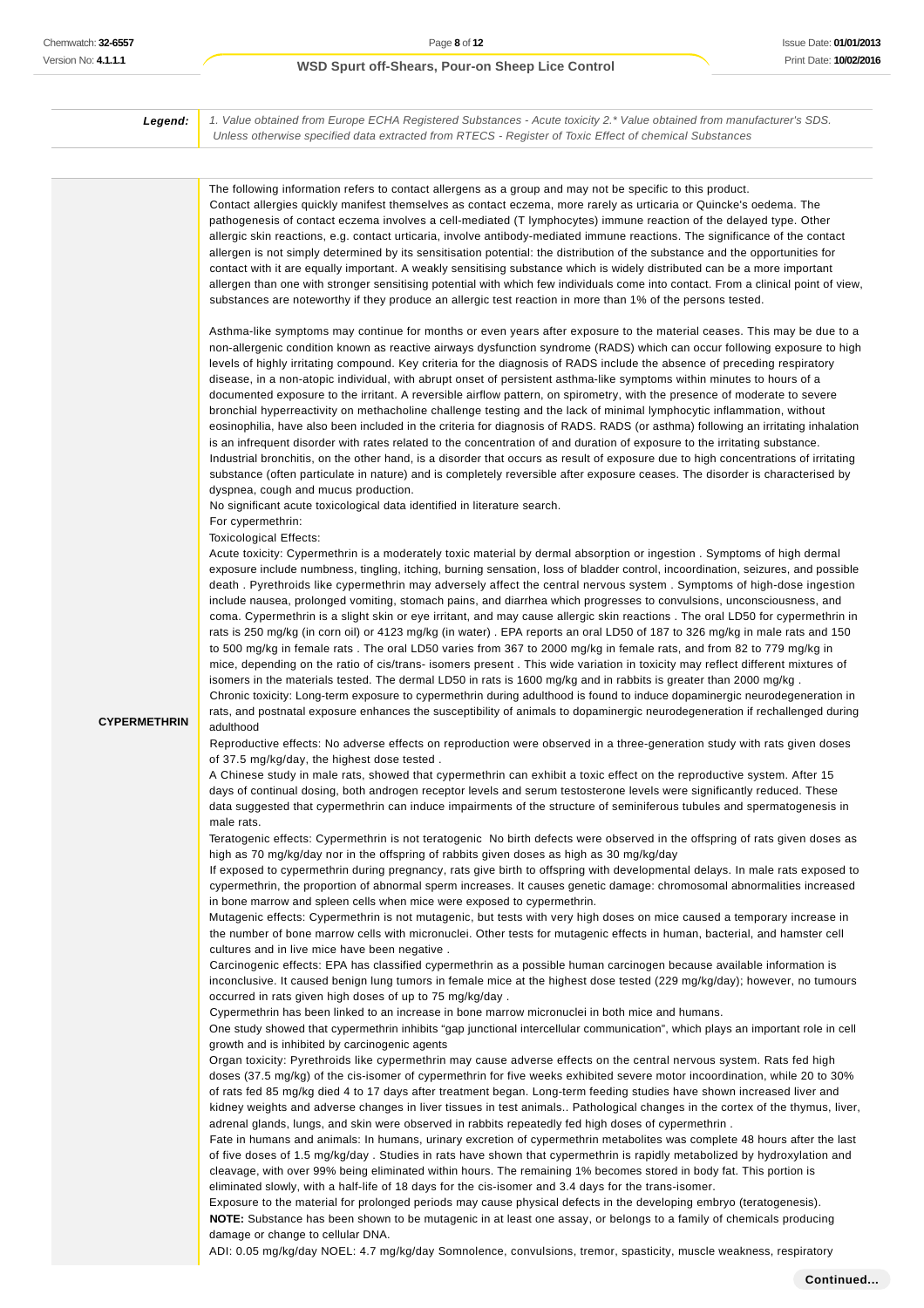| | |
|---|---|
| ***Legend:*** | *1. Value obtained from Europe ECHA Registered Substances - Acute toxicity 2.* Value obtained from manufacturer's SDS. Unless otherwise specified data extracted from RTECS - Register of Toxic Effect of chemical Substances* |

| | |
|---|---|
| **CYPERMETHRIN** | The following information refers to contact allergens as a group and may not be specific to this product.<br>Contact allergies quickly manifest themselves as contact eczema, more rarely as urticaria or Quincke's oedema. The pathogenesis of contact eczema involves a cell-mediated (T lymphocytes) immune reaction of the delayed type. Other allergic skin reactions, e.g. contact urticaria, involve antibody-mediated immune reactions. The significance of the contact allergen is not simply determined by its sensitisation potential: the distribution of the substance and the opportunities for contact with it are equally important. A weakly sensitising substance which is widely distributed can be a more important allergen than one with stronger sensitising potential with which few individuals come into contact. From a clinical point of view, substances are noteworthy if they produce an allergic test reaction in more than 1% of the persons tested.<br><br>Asthma-like symptoms may continue for months or even years after exposure to the material ceases. This may be due to a non-allergenic condition known as reactive airways dysfunction syndrome (RADS) which can occur following exposure to high levels of highly irritating compound. Key criteria for the diagnosis of RADS include the absence of preceding respiratory disease, in a non-atopic individual, with abrupt onset of persistent asthma-like symptoms within minutes to hours of a documented exposure to the irritant. A reversible airflow pattern, on spirometry, with the presence of moderate to severe bronchial hyperreactivity on methacholine challenge testing and the lack of minimal lymphocytic inflammation, without eosinophilia, have also been included in the criteria for diagnosis of RADS. RADS (or asthma) following an irritating inhalation is an infrequent disorder with rates related to the concentration of and duration of exposure to the irritating substance. Industrial bronchitis, on the other hand, is a disorder that occurs as result of exposure due to high concentrations of irritating substance (often particulate in nature) and is completely reversible after exposure ceases. The disorder is characterised by dyspnea, cough and mucus production.<br>No significant acute toxicological data identified in literature search.<br>For cypermethrin:<br>Toxicological Effects:<br>Acute toxicity: Cypermethrin is a moderately toxic material by dermal absorption or ingestion . Symptoms of high dermal exposure include numbness, tingling, itching, burning sensation, loss of bladder control, incoordination, seizures, and possible death . Pyrethroids like cypermethrin may adversely affect the central nervous system . Symptoms of high-dose ingestion include nausea, prolonged vomiting, stomach pains, and diarrhea which progresses to convulsions, unconsciousness, and coma. Cypermethrin is a slight skin or eye irritant, and may cause allergic skin reactions . The oral LD50 for cypermethrin in rats is 250 mg/kg (in corn oil) or 4123 mg/kg (in water) . EPA reports an oral LD50 of 187 to 326 mg/kg in male rats and 150 to 500 mg/kg in female rats . The oral LD50 varies from 367 to 2000 mg/kg in female rats, and from 82 to 779 mg/kg in mice, depending on the ratio of cis/trans- isomers present . This wide variation in toxicity may reflect different mixtures of isomers in the materials tested. The dermal LD50 in rats is 1600 mg/kg and in rabbits is greater than 2000 mg/kg .<br>Chronic toxicity: Long-term exposure to cypermethrin during adulthood is found to induce dopaminergic neurodegeneration in rats, and postnatal exposure enhances the susceptibility of animals to dopaminergic neurodegeneration if rechallenged during adulthood<br>Reproductive effects: No adverse effects on reproduction were observed in a three-generation study with rats given doses of 37.5 mg/kg/day, the highest dose tested .<br>A Chinese study in male rats, showed that cypermethrin can exhibit a toxic effect on the reproductive system. After 15 days of continual dosing, both androgen receptor levels and serum testosterone levels were significantly reduced. These data suggested that cypermethrin can induce impairments of the structure of seminiferous tubules and spermatogenesis in male rats.<br>Teratogenic effects: Cypermethrin is not teratogenic No birth defects were observed in the offspring of rats given doses as high as 70 mg/kg/day nor in the offspring of rabbits given doses as high as 30 mg/kg/day<br>If exposed to cypermethrin during pregnancy, rats give birth to offspring with developmental delays. In male rats exposed to cypermethrin, the proportion of abnormal sperm increases. It causes genetic damage: chromosomal abnormalities increased in bone marrow and spleen cells when mice were exposed to cypermethrin.<br>Mutagenic effects: Cypermethrin is not mutagenic, but tests with very high doses on mice caused a temporary increase in the number of bone marrow cells with micronuclei. Other tests for mutagenic effects in human, bacterial, and hamster cell cultures and in live mice have been negative .<br>Carcinogenic effects: EPA has classified cypermethrin as a possible human carcinogen because available information is inconclusive. It caused benign lung tumors in female mice at the highest dose tested (229 mg/kg/day); however, no tumours occurred in rats given high doses of up to 75 mg/kg/day .<br>Cypermethrin has been linked to an increase in bone marrow micronuclei in both mice and humans.<br>One study showed that cypermethrin inhibits "gap junctional intercellular communication", which plays an important role in cell growth and is inhibited by carcinogenic agents<br>Organ toxicity: Pyrethroids like cypermethrin may cause adverse effects on the central nervous system. Rats fed high doses (37.5 mg/kg) of the cis-isomer of cypermethrin for five weeks exhibited severe motor incoordination, while 20 to 30% of rats fed 85 mg/kg died 4 to 17 days after treatment began. Long-term feeding studies have shown increased liver and kidney weights and adverse changes in liver tissues in test animals.. Pathological changes in the cortex of the thymus, liver, adrenal glands, lungs, and skin were observed in rabbits repeatedly fed high doses of cypermethrin .<br>Fate in humans and animals: In humans, urinary excretion of cypermethrin metabolites was complete 48 hours after the last of five doses of 1.5 mg/kg/day . Studies in rats have shown that cypermethrin is rapidly metabolized by hydroxylation and cleavage, with over 99% being eliminated within hours. The remaining 1% becomes stored in body fat. This portion is eliminated slowly, with a half-life of 18 days for the cis-isomer and 3.4 days for the trans-isomer.<br>Exposure to the material for prolonged periods may cause physical defects in the developing embryo (teratogenesis).<br>**NOTE:** Substance has been shown to be mutagenic in at least one assay, or belongs to a family of chemicals producing damage or change to cellular DNA.<br>ADI: 0.05 mg/kg/day NOEL: 4.7 mg/kg/day Somnolence, convulsions, tremor, spasticity, muscle weakness, respiratory |

**Continued...**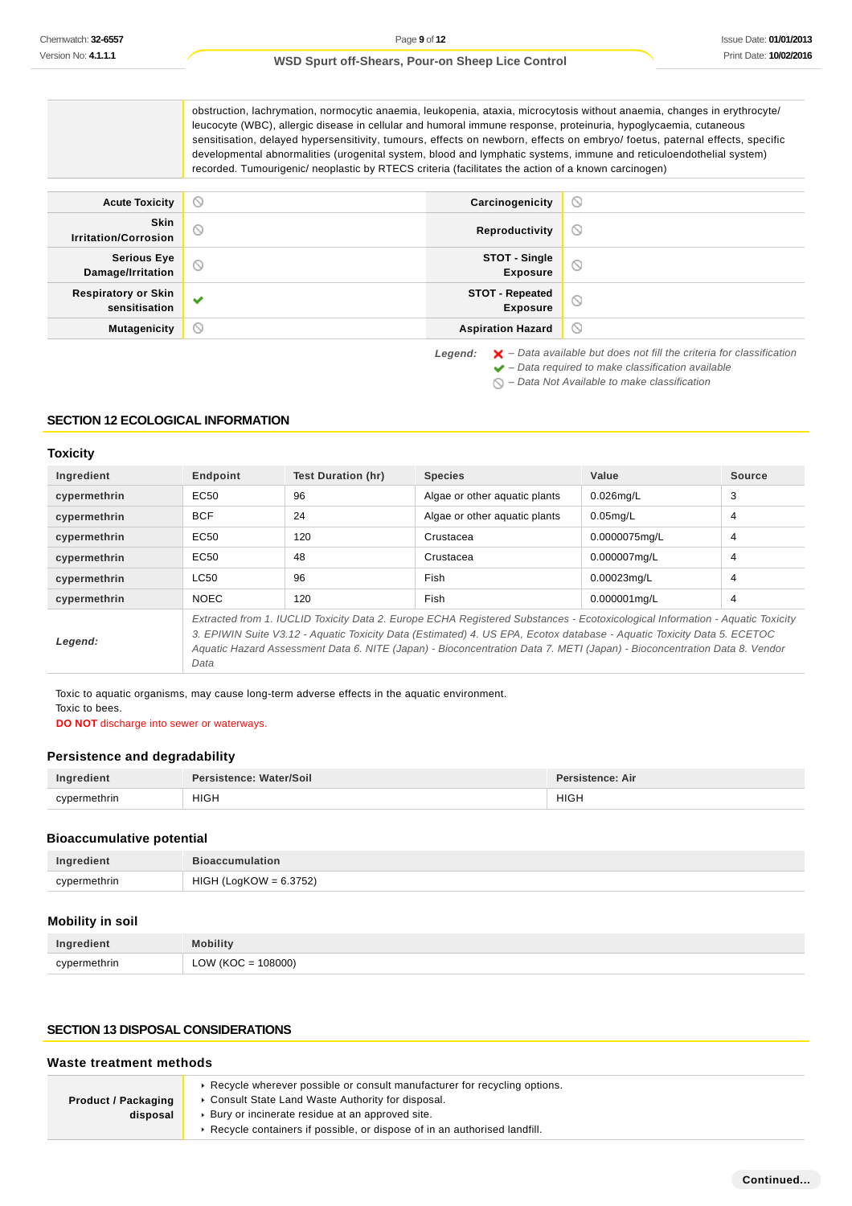| | |
|---|---|
| | obstruction, lachrymation, normocytic anaemia, leukopenia, ataxia, microcytosis without anaemia, changes in erythrocyte/ leucocyte (WBC), allergic disease in cellular and humoral immune response, proteinuria, hypoglycaemia, cutaneous sensitisation, delayed hypersensitivity, tumours, effects on newborn, effects on embryo/ foetus, paternal effects, specific developmental abnormalities (urogenital system, blood and lymphatic systems, immune and reticuloendothelial system) recorded. Tumourigenic/ neoplastic by RTECS criteria (facilitates the action of a known carcinogen) |

| | | | |
|---|---|---|---|
| **Acute Toxicity** | ⦸ | **Carcinogenicity** | ⦸ |
| **Skin Irritation/Corrosion** | ⦸ | **Reproductivity** | ⦸ |
| **Serious Eye Damage/Irritation** | ⦸ | **STOT - Single Exposure** | ⦸ |
| **Respiratory or Skin sensitisation** | ✔ | **STOT - Repeated Exposure** | ⦸ |
| **Mutagenicity** | ⦸ | **Aspiration Hazard** | ⦸ |

*Legend:* ✘ – *Data available but does not fill the criteria for classification*
✔ – *Data required to make classification available*
⦸ – *Data Not Available to make classification*

## SECTION 12 ECOLOGICAL INFORMATION

### Toxicity

| Ingredient | Endpoint | Test Duration (hr) | Species | Value | Source |
|---|---|---|---|---|---|
| cypermethrin | EC50 | 96 | Algae or other aquatic plants | 0.026mg/L | 3 |
| cypermethrin | BCF | 24 | Algae or other aquatic plants | 0.05mg/L | 4 |
| cypermethrin | EC50 | 120 | Crustacea | 0.0000075mg/L | 4 |
| cypermethrin | EC50 | 48 | Crustacea | 0.000007mg/L | 4 |
| cypermethrin | LC50 | 96 | Fish | 0.00023mg/L | 4 |
| cypermethrin | NOEC | 120 | Fish | 0.000001mg/L | 4 |
| *Legend:* | *Extracted from 1. IUCLID Toxicity Data 2. Europe ECHA Registered Substances - Ecotoxicological Information - Aquatic Toxicity 3. EPIWIN Suite V3.12 - Aquatic Toxicity Data (Estimated) 4. US EPA, Ecotox database - Aquatic Toxicity Data 5. ECETOC Aquatic Hazard Assessment Data 6. NITE (Japan) - Bioconcentration Data 7. METI (Japan) - Bioconcentration Data 8. Vendor Data* | | | | |

Toxic to aquatic organisms, may cause long-term adverse effects in the aquatic environment.
Toxic to bees.
**DO NOT** discharge into sewer or waterways.

### Persistence and degradability

| Ingredient | Persistence: Water/Soil | Persistence: Air |
|---|---|---|
| cypermethrin | HIGH | HIGH |

### Bioaccumulative potential

| Ingredient | Bioaccumulation |
|---|---|
| cypermethrin | HIGH (LogKOW = 6.3752) |

### Mobility in soil

| Ingredient | Mobility |
|---|---|
| cypermethrin | LOW (KOC = 108000) |

## SECTION 13 DISPOSAL CONSIDERATIONS

### Waste treatment methods

| | |
|---|---|
| **Product / Packaging disposal** | ‣ Recycle wherever possible or consult manufacturer for recycling options.<br>‣ Consult State Land Waste Authority for disposal.<br>‣ Bury or incinerate residue at an approved site.<br>‣ Recycle containers if possible, or dispose of in an authorised landfill. |

**Continued...**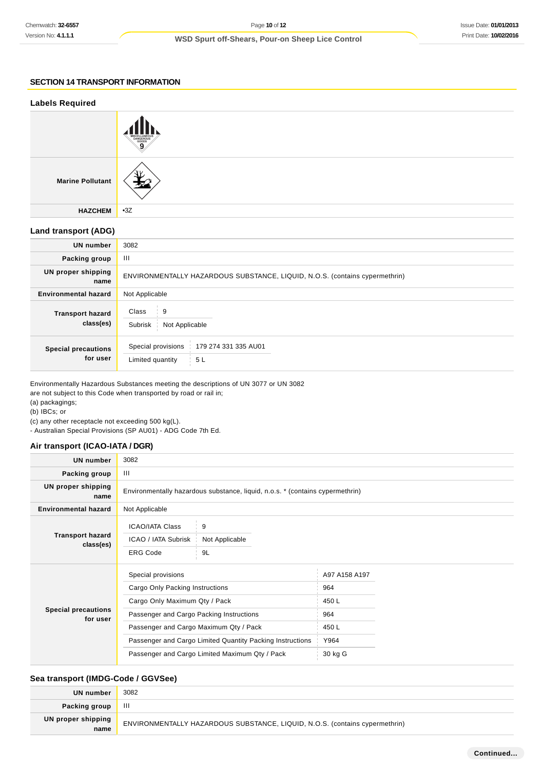## SECTION 14 TRANSPORT INFORMATION

### Labels Required

| | |
|---|---|
| | |
| **Marine Pollutant** | |
| **HAZCHEM** | •3Z |

### Land transport (ADG)

| | |
|---|---|
| **UN number** | 3082 |
| **Packing group** | III |
| **UN proper shipping name** | ENVIRONMENTALLY HAZARDOUS SUBSTANCE, LIQUID, N.O.S. (contains cypermethrin) |
| **Environmental hazard** | Not Applicable |
| **Transport hazard class(es)** | Class: 9<br>Subrisk: Not Applicable |
| **Special precautions for user** | Special provisions: 179 274 331 335 AU01<br>Limited quantity: 5 L |

Environmentally Hazardous Substances meeting the descriptions of UN 3077 or UN 3082
are not subject to this Code when transported by road or rail in;
(a) packagings;
(b) IBCs; or
(c) any other receptacle not exceeding 500 kg(L).
- Australian Special Provisions (SP AU01) - ADG Code 7th Ed.

### Air transport (ICAO-IATA / DGR)

| | |
|---|---|
| **UN number** | 3082 |
| **Packing group** | III |
| **UN proper shipping name** | Environmentally hazardous substance, liquid, n.o.s. * (contains cypermethrin) |
| **Environmental hazard** | Not Applicable |
| **Transport hazard class(es)** | ICAO/IATA Class: 9<br>ICAO / IATA Subrisk: Not Applicable<br>ERG Code: 9L |
| **Special precautions for user** | Special provisions: A97 A158 A197<br>Cargo Only Packing Instructions: 964<br>Cargo Only Maximum Qty / Pack: 450 L<br>Passenger and Cargo Packing Instructions: 964<br>Passenger and Cargo Maximum Qty / Pack: 450 L<br>Passenger and Cargo Limited Quantity Packing Instructions: Y964<br>Passenger and Cargo Limited Maximum Qty / Pack: 30 kg G |

### Sea transport (IMDG-Code / GGVSee)

| | |
|---|---|
| **UN number** | 3082 |
| **Packing group** | III |
| **UN proper shipping name** | ENVIRONMENTALLY HAZARDOUS SUBSTANCE, LIQUID, N.O.S. (contains cypermethrin) |

**Continued...**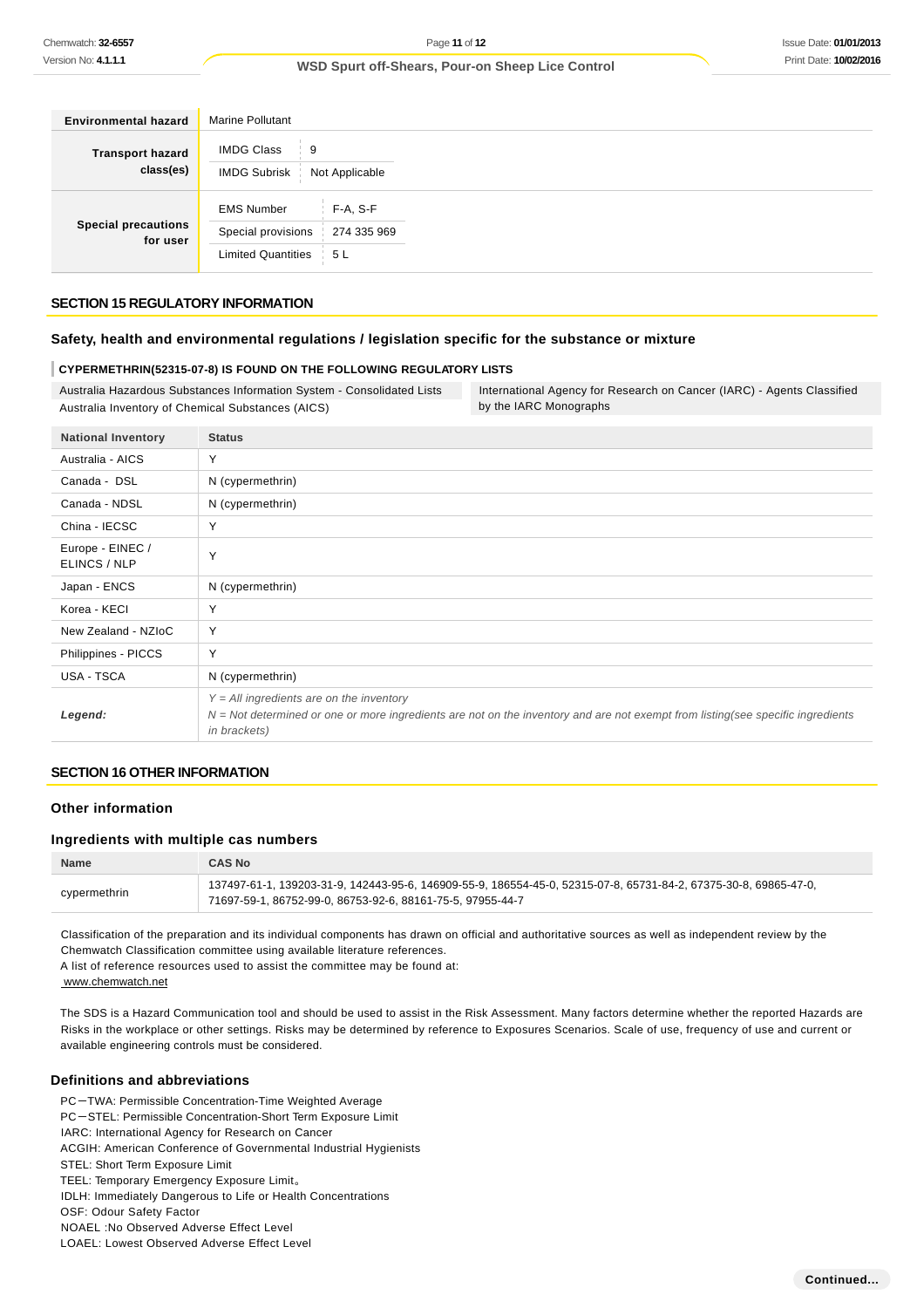| Environmental hazard | Marine Pollutant |
|---|---|
| Transport hazard class(es) | IMDG Class: 9<br>IMDG Subrisk: Not Applicable |
| Special precautions for user | EMS Number: F-A, S-F<br>Special provisions: 274 335 969<br>Limited Quantities: 5 L |

## SECTION 15 REGULATORY INFORMATION

### Safety, health and environmental regulations / legislation specific for the substance or mixture

**CYPERMETHRIN(52315-07-8) IS FOUND ON THE FOLLOWING REGULATORY LISTS**

| | |
|---|---|
| Australia Hazardous Substances Information System - Consolidated Lists | International Agency for Research on Cancer (IARC) - Agents Classified by the IARC Monographs |
| Australia Inventory of Chemical Substances (AICS) | |

| National Inventory | Status |
|---|---|
| Australia - AICS | Y |
| Canada - DSL | N (cypermethrin) |
| Canada - NDSL | N (cypermethrin) |
| China - IECSC | Y |
| Europe - EINEC / ELINCS / NLP | Y |
| Japan - ENCS | N (cypermethrin) |
| Korea - KECI | Y |
| New Zealand - NZIoC | Y |
| Philippines - PICCS | Y |
| USA - TSCA | N (cypermethrin) |
| ***Legend:*** | *Y = All ingredients are on the inventory*<br>*N = Not determined or one or more ingredients are not on the inventory and are not exempt from listing(see specific ingredients in brackets)* |

## SECTION 16 OTHER INFORMATION

### Other information

### Ingredients with multiple cas numbers

| Name | CAS No |
|---|---|
| cypermethrin | 137497-61-1, 139203-31-9, 142443-95-6, 146909-55-9, 186554-45-0, 52315-07-8, 65731-84-2, 67375-30-8, 69865-47-0, 71697-59-1, 86752-99-0, 86753-92-6, 88161-75-5, 97955-44-7 |

Classification of the preparation and its individual components has drawn on official and authoritative sources as well as independent review by the Chemwatch Classification committee using available literature references.
A list of reference resources used to assist the committee may be found at:
www.chemwatch.net

The SDS is a Hazard Communication tool and should be used to assist in the Risk Assessment. Many factors determine whether the reported Hazards are Risks in the workplace or other settings. Risks may be determined by reference to Exposures Scenarios. Scale of use, frequency of use and current or available engineering controls must be considered.

### Definitions and abbreviations

PC－TWA: Permissible Concentration-Time Weighted Average
PC－STEL: Permissible Concentration-Short Term Exposure Limit
IARC: International Agency for Research on Cancer
ACGIH: American Conference of Governmental Industrial Hygienists
STEL: Short Term Exposure Limit
TEEL: Temporary Emergency Exposure Limit。
IDLH: Immediately Dangerous to Life or Health Concentrations
OSF: Odour Safety Factor
NOAEL :No Observed Adverse Effect Level
LOAEL: Lowest Observed Adverse Effect Level

**Continued...**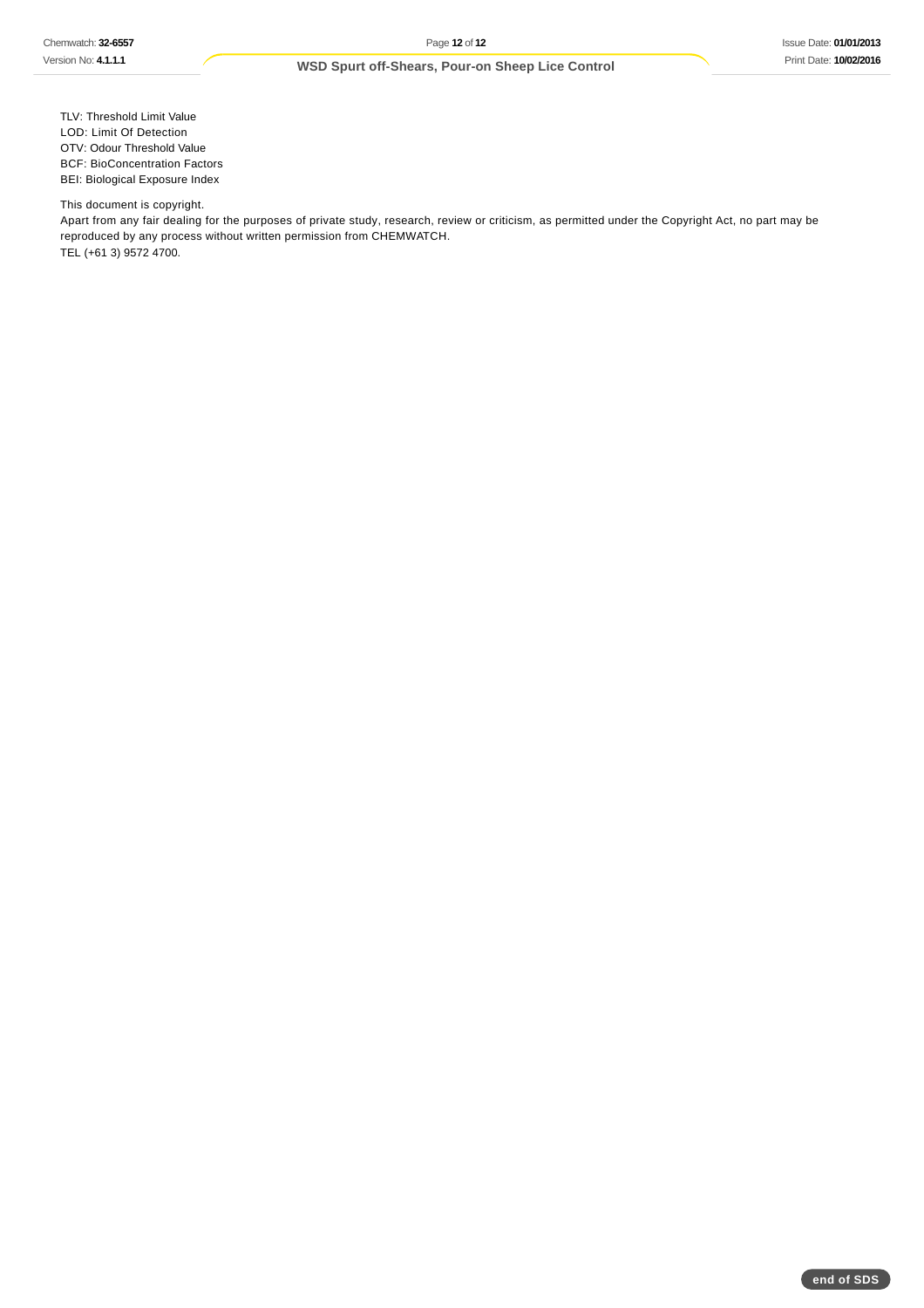TLV: Threshold Limit Value
LOD: Limit Of Detection
OTV: Odour Threshold Value
BCF: BioConcentration Factors
BEI: Biological Exposure Index

This document is copyright.
Apart from any fair dealing for the purposes of private study, research, review or criticism, as permitted under the Copyright Act, no part may be reproduced by any process without written permission from CHEMWATCH.
TEL (+61 3) 9572 4700.

**end of SDS**